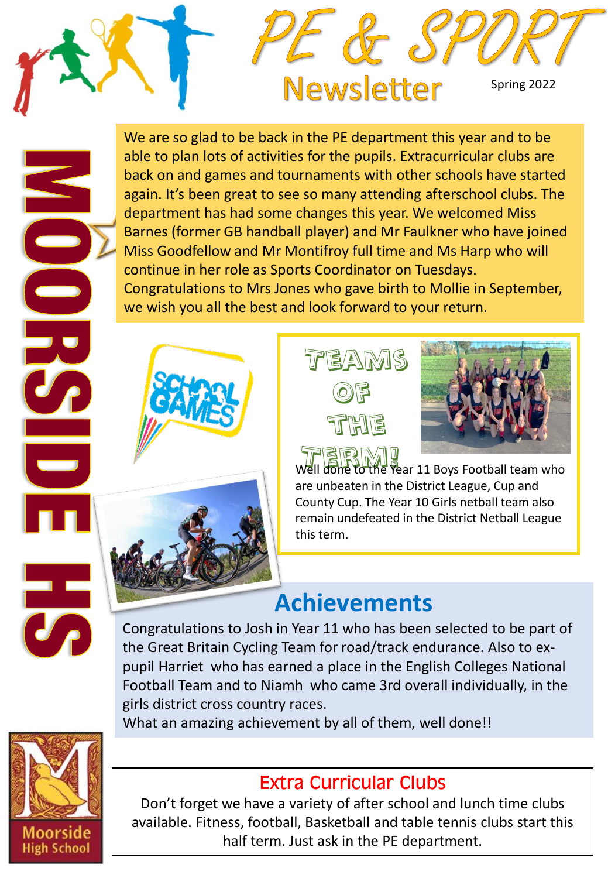# PE & SPORT Newsletter

Spring 2022

MOORSIDE HS

We are so glad to be back in the PE department this year and to be able to plan lots of activities for the pupils. Extracurricular clubs are back on and games and tournaments with other schools have started again. It's been great to see so many attending afterschool clubs. The department has had some changes this year. We welcomed Miss Barnes (former GB handball player) and Mr Faulkner who have joined Miss Goodfellow and Mr Montifroy full time and Ms Harp who will continue in her role as Sports Coordinator on Tuesdays. Congratulations to Mrs Jones who gave birth to Mollie in September, we wish you all the best and look forward to your return.

SCHOOL GAMES

## TEAMS OF THE TERM!

Well done to the Year 11 Boys Football team who are unbeaten in the District League, Cup and County Cup. The Year 10 Girls netball team also remain undefeated in the District Netball League this term.

## Achievements

Congratulations to Josh in Year 11 who has been selected to be part of the Great Britain Cycling Team for road/track endurance. Also to ex-pupil Harriet who has earned a place in the English Colleges National Football Team and to Niamh who came 3rd overall individually, in the girls district cross country races.

What an amazing achievement by all of them, well done!!

## Extra Curricular Clubs

Don't forget we have a variety of after school and lunch time clubs available. Fitness, football, Basketball and table tennis clubs start this half term. Just ask in the PE department.

Moorside High School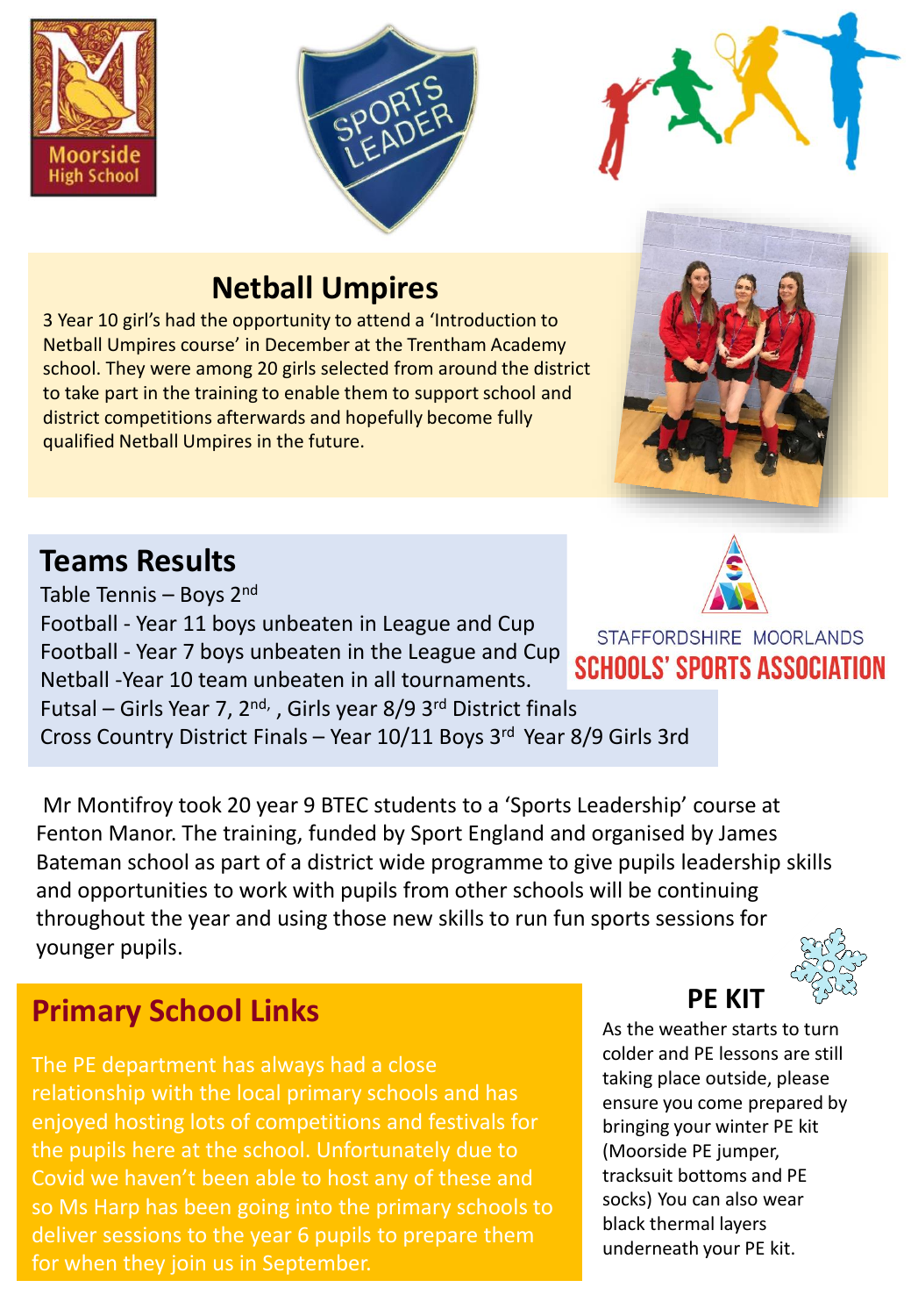Moorside High School

SPORTS LEADER

## Netball Umpires

3 Year 10 girl's had the opportunity to attend a 'Introduction to Netball Umpires course' in December at the Trentham Academy school. They were among 20 girls selected from around the district to take part in the training to enable them to support school and district competitions afterwards and hopefully become fully qualified Netball Umpires in the future.

## Teams Results

Table Tennis – Boys 2nd
Football - Year 11 boys unbeaten in League and Cup
Football - Year 7 boys unbeaten in the League and Cup
Netball -Year 10 team unbeaten in all tournaments.
Futsal – Girls Year 7, 2nd, , Girls year 8/9 3rd District finals
Cross Country District Finals – Year 10/11 Boys 3rd Year 8/9 Girls 3rd

STAFFORDSHIRE MOORLANDS
SCHOOLS' SPORTS ASSOCIATION

Mr Montifroy took 20 year 9 BTEC students to a 'Sports Leadership' course at Fenton Manor. The training, funded by Sport England and organised by James Bateman school as part of a district wide programme to give pupils leadership skills and opportunities to work with pupils from other schools will be continuing throughout the year and using those new skills to run fun sports sessions for younger pupils.

## Primary School Links

The PE department has always had a close relationship with the local primary schools and has enjoyed hosting lots of competitions and festivals for the pupils here at the school. Unfortunately due to Covid we haven't been able to host any of these and so Ms Harp has been going into the primary schools to deliver sessions to the year 6 pupils to prepare them for when they join us in September.

## PE KIT

As the weather starts to turn colder and PE lessons are still taking place outside, please ensure you come prepared by bringing your winter PE kit (Moorside PE jumper, tracksuit bottoms and PE socks) You can also wear black thermal layers underneath your PE kit.